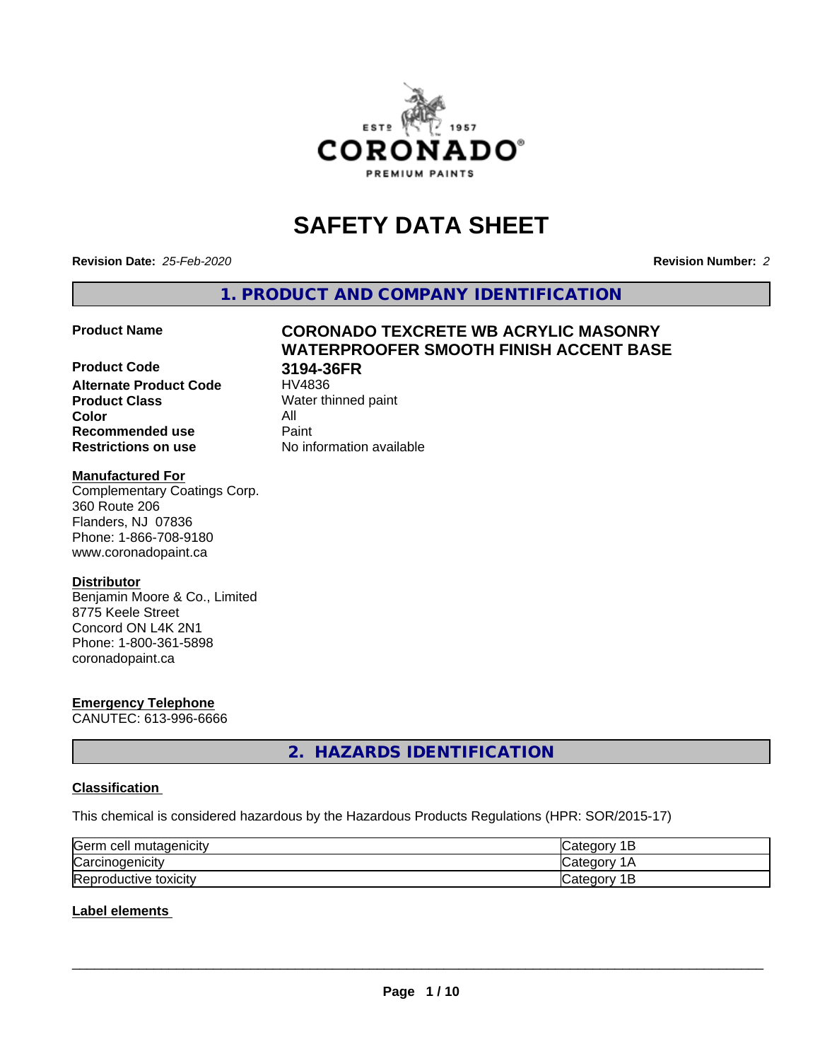# SAFETY DATA SHEET

**Revision Date:** *25-Feb-2020* **Revision Number:** *2*

## 1. PRODUCT AND COMPANY IDENTIFICATION

| | |
|---|---|
| **Product Name** | **CORONADO TEXCRETE WB ACRYLIC MASONRY WATERPROOFER SMOOTH FINISH ACCENT BASE** |
| **Product Code** | **3194-36FR** |
| **Alternate Product Code** | HV4836 |
| **Product Class** | Water thinned paint |
| **Color** | All |
| **Recommended use** | Paint |
| **Restrictions on use** | No information available |

**Manufactured For**
Complementary Coatings Corp.
360 Route 206
Flanders, NJ 07836
Phone: 1-866-708-9180
www.coronadopaint.ca

**Distributor**
Benjamin Moore & Co., Limited
8775 Keele Street
Concord ON L4K 2N1
Phone: 1-800-361-5898
coronadopaint.ca

**Emergency Telephone**
CANUTEC: 613-996-6666

## 2. HAZARDS IDENTIFICATION

### Classification

This chemical is considered hazardous by the Hazardous Products Regulations (HPR: SOR/2015-17)

| | |
|---|---|
| Germ cell mutagenicity | Category 1B |
| Carcinogenicity | Category 1A |
| Reproductive toxicity | Category 1B |

### Label elements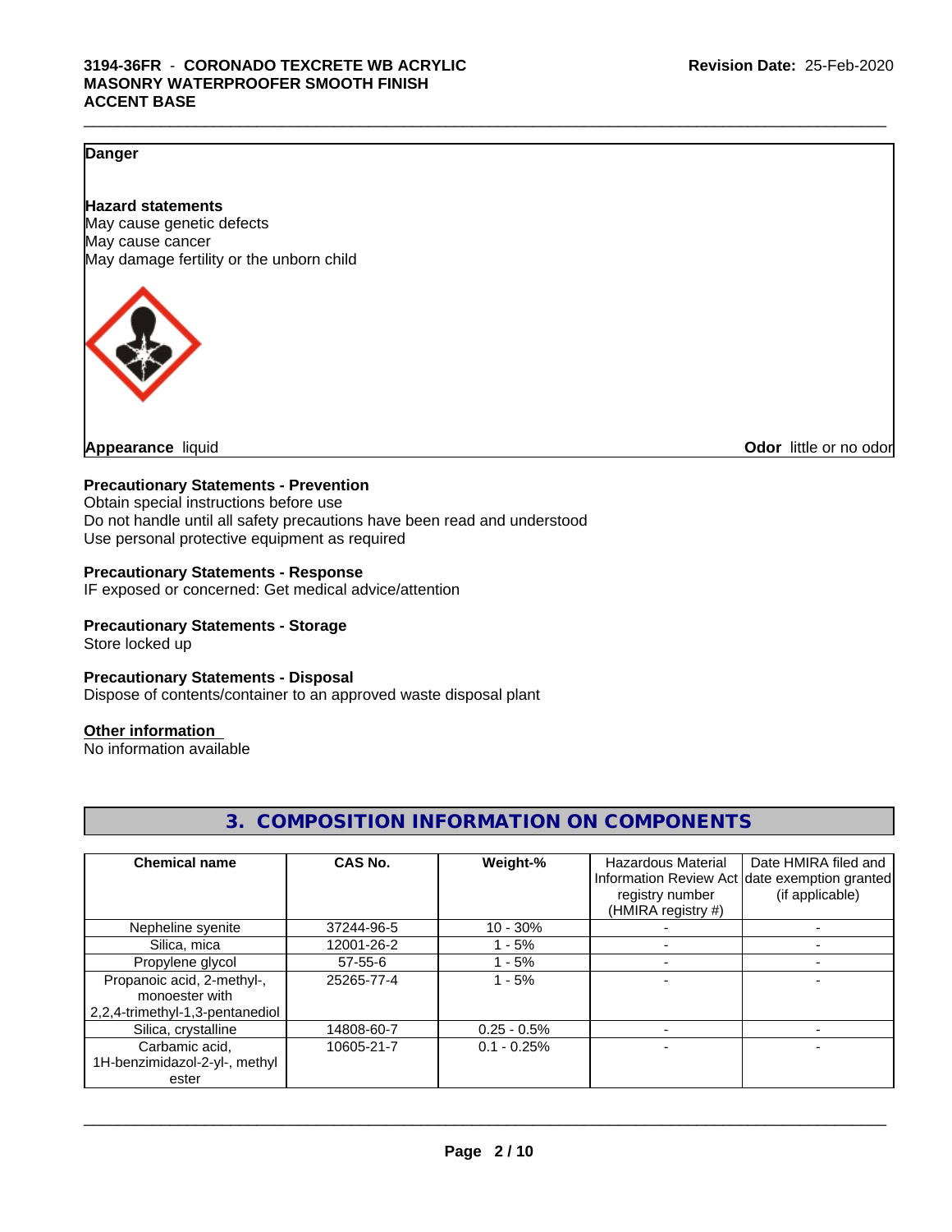**Danger**

**Hazard statements**
May cause genetic defects
May cause cancer
May damage fertility or the unborn child

**Appearance** liquid

**Odor** little or no odor

**Precautionary Statements - Prevention**
Obtain special instructions before use
Do not handle until all safety precautions have been read and understood
Use personal protective equipment as required

**Precautionary Statements - Response**
IF exposed or concerned: Get medical advice/attention

**Precautionary Statements - Storage**
Store locked up

**Precautionary Statements - Disposal**
Dispose of contents/container to an approved waste disposal plant

**Other information**
No information available

## 3. COMPOSITION INFORMATION ON COMPONENTS

| Chemical name | CAS No. | Weight-% | Hazardous Material Information Review Act registry number (HMIRA registry #) | Date HMIRA filed and date exemption granted (if applicable) |
|---|---|---|---|---|
| Nepheline syenite | 37244-96-5 | 10 - 30% | - | - |
| Silica, mica | 12001-26-2 | 1 - 5% | - | - |
| Propylene glycol | 57-55-6 | 1 - 5% | - | - |
| Propanoic acid, 2-methyl-, monoester with 2,2,4-trimethyl-1,3-pentanediol | 25265-77-4 | 1 - 5% | - | - |
| Silica, crystalline | 14808-60-7 | 0.25 - 0.5% | - | - |
| Carbamic acid, 1H-benzimidazol-2-yl-, methyl ester | 10605-21-7 | 0.1 - 0.25% | - | - |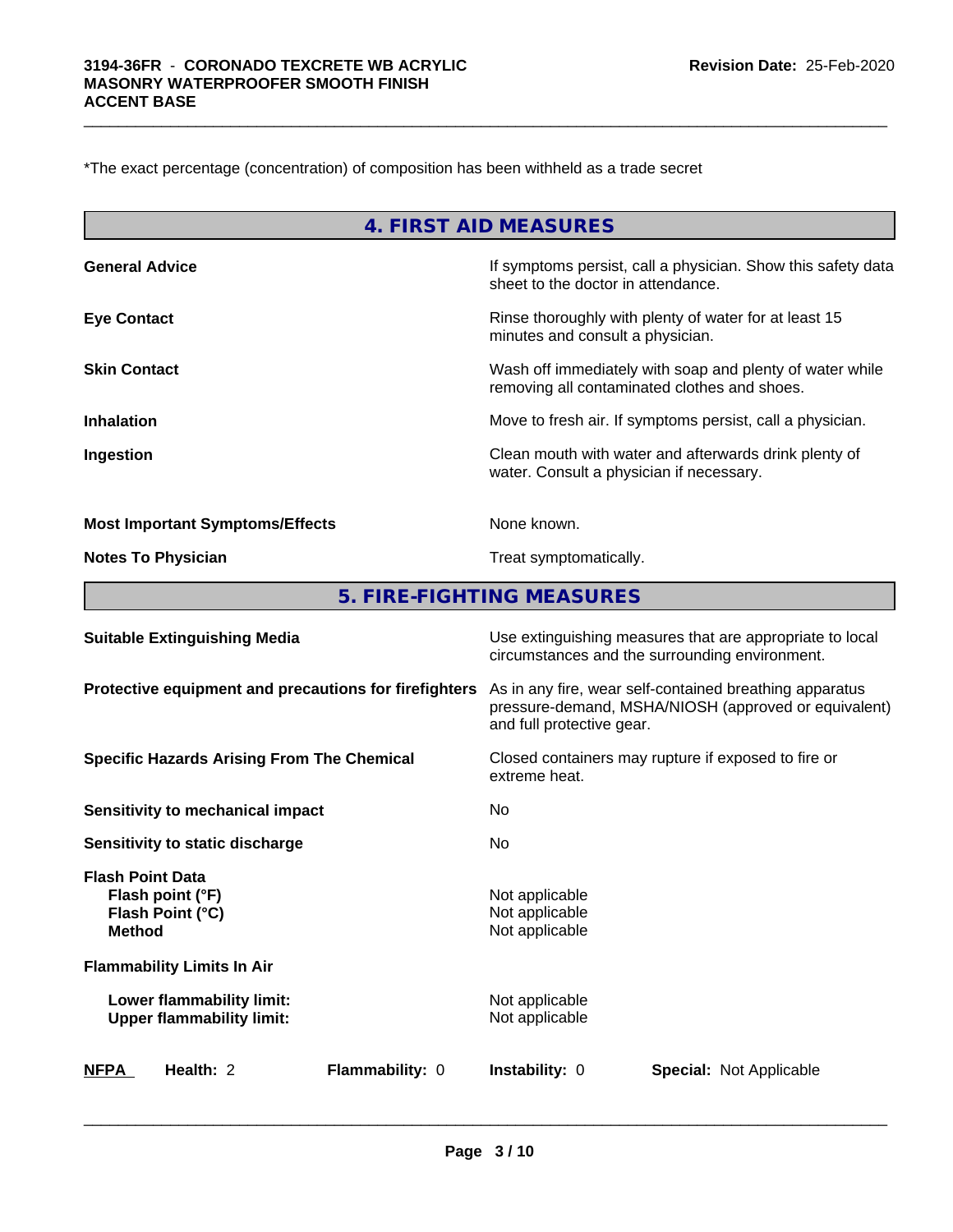*The exact percentage (concentration) of composition has been withheld as a trade secret

## 4. FIRST AID MEASURES

| | |
|---|---|
| **General Advice** | If symptoms persist, call a physician. Show this safety data sheet to the doctor in attendance. |
| **Eye Contact** | Rinse thoroughly with plenty of water for at least 15 minutes and consult a physician. |
| **Skin Contact** | Wash off immediately with soap and plenty of water while removing all contaminated clothes and shoes. |
| **Inhalation** | Move to fresh air. If symptoms persist, call a physician. |
| **Ingestion** | Clean mouth with water and afterwards drink plenty of water. Consult a physician if necessary. |
| **Most Important Symptoms/Effects** | None known. |
| **Notes To Physician** | Treat symptomatically. |

## 5. FIRE-FIGHTING MEASURES

| | |
|---|---|
| **Suitable Extinguishing Media** | Use extinguishing measures that are appropriate to local circumstances and the surrounding environment. |
| **Protective equipment and precautions for firefighters** | As in any fire, wear self-contained breathing apparatus pressure-demand, MSHA/NIOSH (approved or equivalent) and full protective gear. |
| **Specific Hazards Arising From The Chemical** | Closed containers may rupture if exposed to fire or extreme heat. |
| **Sensitivity to mechanical impact** | No |
| **Sensitivity to static discharge** | No |
| **Flash Point Data** | |
| **Flash point (°F)** | Not applicable |
| **Flash Point (°C)** | Not applicable |
| **Method** | Not applicable |
| **Flammability Limits In Air** | |
| **Lower flammability limit:** | Not applicable |
| **Upper flammability limit:** | Not applicable |

| **NFPA** | **Health:** 2 | **Flammability:** 0 | **Instability:** 0 | **Special:** Not Applicable |
|---|---|---|---|---|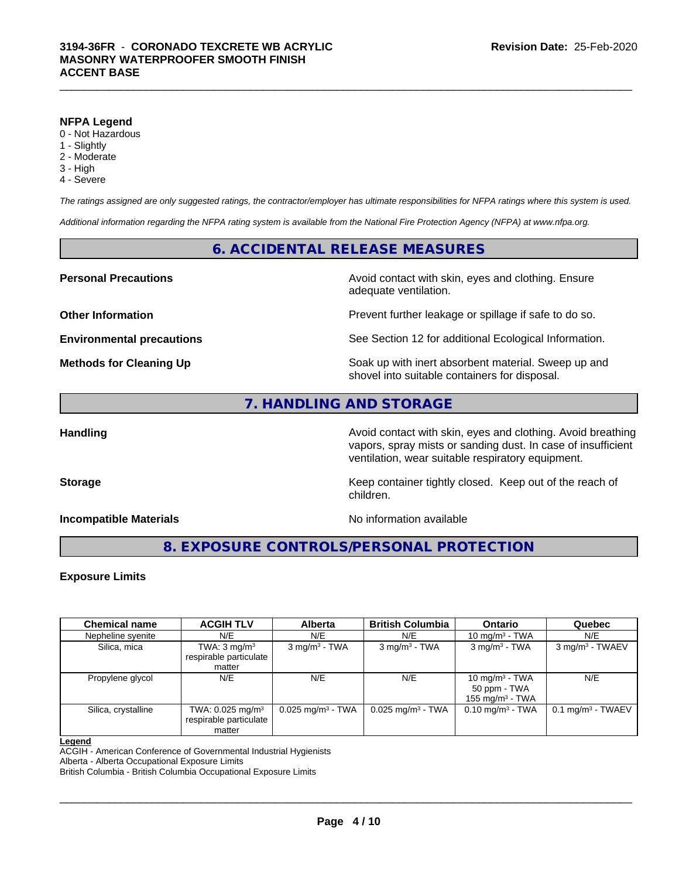**NFPA Legend**

0 - Not Hazardous
1 - Slightly
2 - Moderate
3 - High
4 - Severe

*The ratings assigned are only suggested ratings, the contractor/employer has ultimate responsibilities for NFPA ratings where this system is used.*

*Additional information regarding the NFPA rating system is available from the National Fire Protection Agency (NFPA) at www.nfpa.org.*

## 6. ACCIDENTAL RELEASE MEASURES

**Personal Precautions** Avoid contact with skin, eyes and clothing. Ensure adequate ventilation.

**Other Information** Prevent further leakage or spillage if safe to do so.

**Environmental precautions** See Section 12 for additional Ecological Information.

**Methods for Cleaning Up** Soak up with inert absorbent material. Sweep up and shovel into suitable containers for disposal.

## 7. HANDLING AND STORAGE

**Handling** Avoid contact with skin, eyes and clothing. Avoid breathing vapors, spray mists or sanding dust. In case of insufficient ventilation, wear suitable respiratory equipment.

**Storage** Keep container tightly closed. Keep out of the reach of children.

**Incompatible Materials** No information available

## 8. EXPOSURE CONTROLS/PERSONAL PROTECTION

**Exposure Limits**

| Chemical name | ACGIH TLV | Alberta | British Columbia | Ontario | Quebec |
|---|---|---|---|---|---|
| Nepheline syenite | N/E | N/E | N/E | 10 mg/m³ - TWA | N/E |
| Silica, mica | TWA: 3 mg/m³ respirable particulate matter | 3 mg/m³ - TWA | 3 mg/m³ - TWA | 3 mg/m³ - TWA | 3 mg/m³ - TWAEV |
| Propylene glycol | N/E | N/E | N/E | 10 mg/m³ - TWA 50 ppm - TWA 155 mg/m³ - TWA | N/E |
| Silica, crystalline | TWA: 0.025 mg/m³ respirable particulate matter | 0.025 mg/m³ - TWA | 0.025 mg/m³ - TWA | 0.10 mg/m³ - TWA | 0.1 mg/m³ - TWAEV |

**Legend**

ACGIH - American Conference of Governmental Industrial Hygienists
Alberta - Alberta Occupational Exposure Limits
British Columbia - British Columbia Occupational Exposure Limits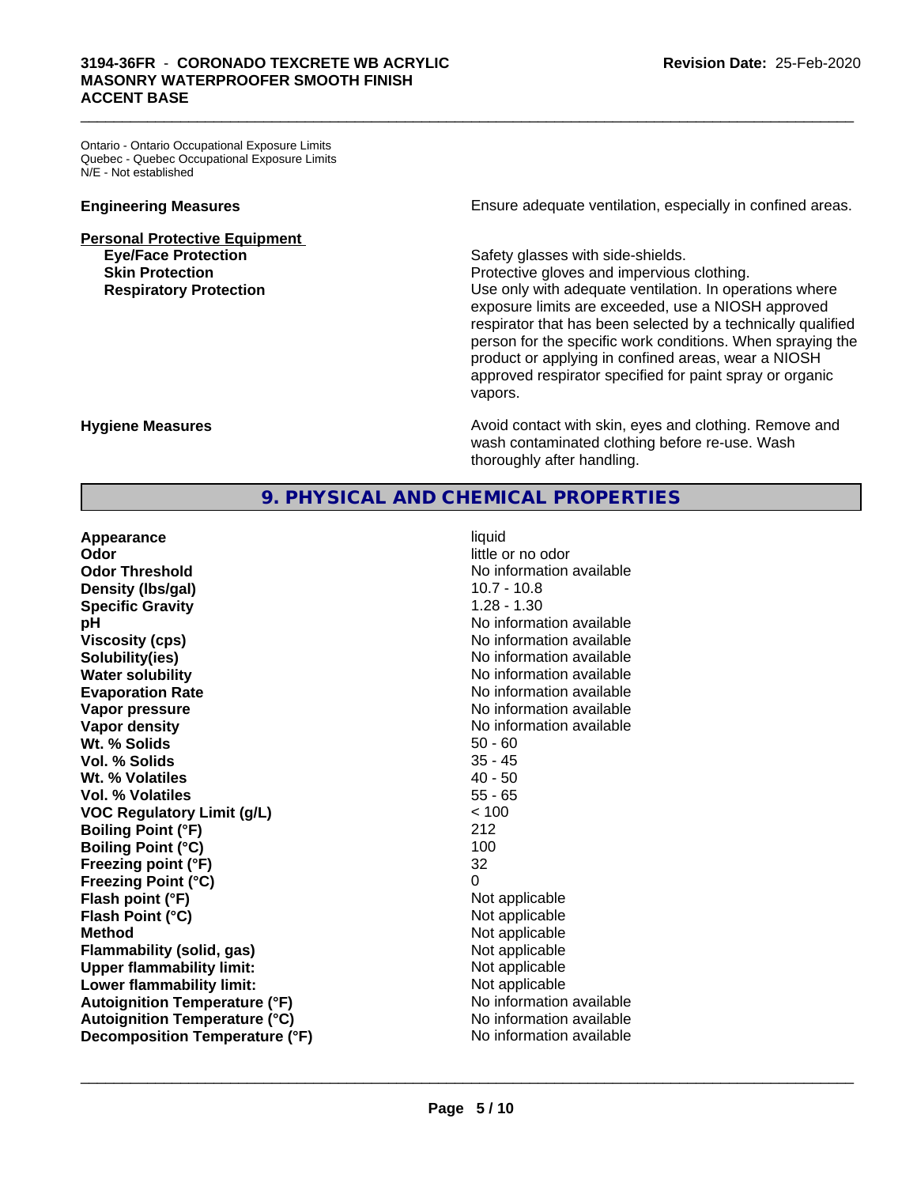Ontario - Ontario Occupational Exposure Limits
Quebec - Quebec Occupational Exposure Limits
N/E - Not established

**Engineering Measures** Ensure adequate ventilation, especially in confined areas.

**Personal Protective Equipment**

**Eye/Face Protection** Safety glasses with side-shields.

**Skin Protection** Protective gloves and impervious clothing.

**Respiratory Protection** Use only with adequate ventilation. In operations where exposure limits are exceeded, use a NIOSH approved respirator that has been selected by a technically qualified person for the specific work conditions. When spraying the product or applying in confined areas, wear a NIOSH approved respirator specified for paint spray or organic vapors.

**Hygiene Measures** Avoid contact with skin, eyes and clothing. Remove and wash contaminated clothing before re-use. Wash thoroughly after handling.

## 9. PHYSICAL AND CHEMICAL PROPERTIES

| Property | Value |
|---|---|
| **Appearance** | liquid |
| **Odor** | little or no odor |
| **Odor Threshold** | No information available |
| **Density (lbs/gal)** | 10.7 - 10.8 |
| **Specific Gravity** | 1.28 - 1.30 |
| **pH** | No information available |
| **Viscosity (cps)** | No information available |
| **Solubility(ies)** | No information available |
| **Water solubility** | No information available |
| **Evaporation Rate** | No information available |
| **Vapor pressure** | No information available |
| **Vapor density** | No information available |
| **Wt. % Solids** | 50 - 60 |
| **Vol. % Solids** | 35 - 45 |
| **Wt. % Volatiles** | 40 - 50 |
| **Vol. % Volatiles** | 55 - 65 |
| **VOC Regulatory Limit (g/L)** | < 100 |
| **Boiling Point (°F)** | 212 |
| **Boiling Point (°C)** | 100 |
| **Freezing point (°F)** | 32 |
| **Freezing Point (°C)** | 0 |
| **Flash point (°F)** | Not applicable |
| **Flash Point (°C)** | Not applicable |
| **Method** | Not applicable |
| **Flammability (solid, gas)** | Not applicable |
| **Upper flammability limit:** | Not applicable |
| **Lower flammability limit:** | Not applicable |
| **Autoignition Temperature (°F)** | No information available |
| **Autoignition Temperature (°C)** | No information available |
| **Decomposition Temperature (°F)** | No information available |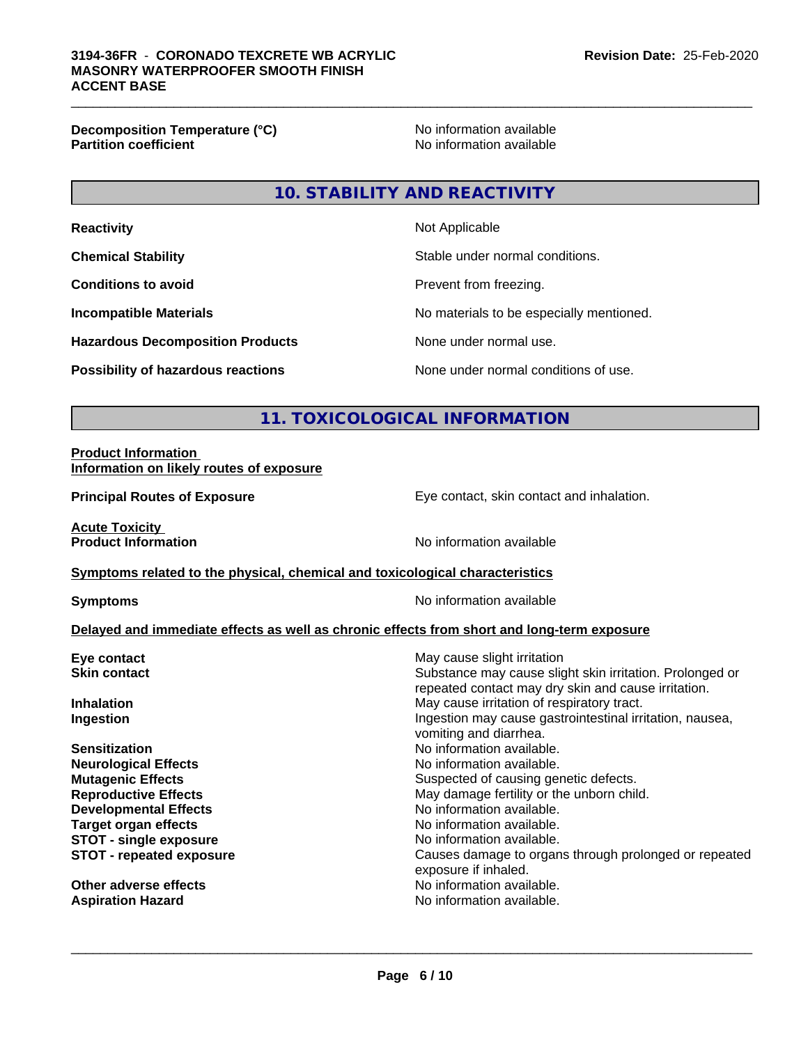**Decomposition Temperature (°C)** No information available
**Partition coefficient** No information available

## 10. STABILITY AND REACTIVITY

| | |
|---|---|
| **Reactivity** | Not Applicable |
| **Chemical Stability** | Stable under normal conditions. |
| **Conditions to avoid** | Prevent from freezing. |
| **Incompatible Materials** | No materials to be especially mentioned. |
| **Hazardous Decomposition Products** | None under normal use. |
| **Possibility of hazardous reactions** | None under normal conditions of use. |

## 11. TOXICOLOGICAL INFORMATION

**Product Information**
**Information on likely routes of exposure**

**Principal Routes of Exposure** Eye contact, skin contact and inhalation.

**Acute Toxicity**
**Product Information** No information available

**Symptoms related to the physical, chemical and toxicological characteristics**

**Symptoms** No information available

**Delayed and immediate effects as well as chronic effects from short and long-term exposure**

| | |
|---|---|
| **Eye contact** | May cause slight irritation |
| **Skin contact** | Substance may cause slight skin irritation. Prolonged or repeated contact may dry skin and cause irritation. |
| **Inhalation** | May cause irritation of respiratory tract. |
| **Ingestion** | Ingestion may cause gastrointestinal irritation, nausea, vomiting and diarrhea. |
| **Sensitization** | No information available. |
| **Neurological Effects** | No information available. |
| **Mutagenic Effects** | Suspected of causing genetic defects. |
| **Reproductive Effects** | May damage fertility or the unborn child. |
| **Developmental Effects** | No information available. |
| **Target organ effects** | No information available. |
| **STOT - single exposure** | No information available. |
| **STOT - repeated exposure** | Causes damage to organs through prolonged or repeated exposure if inhaled. |
| **Other adverse effects** | No information available. |
| **Aspiration Hazard** | No information available. |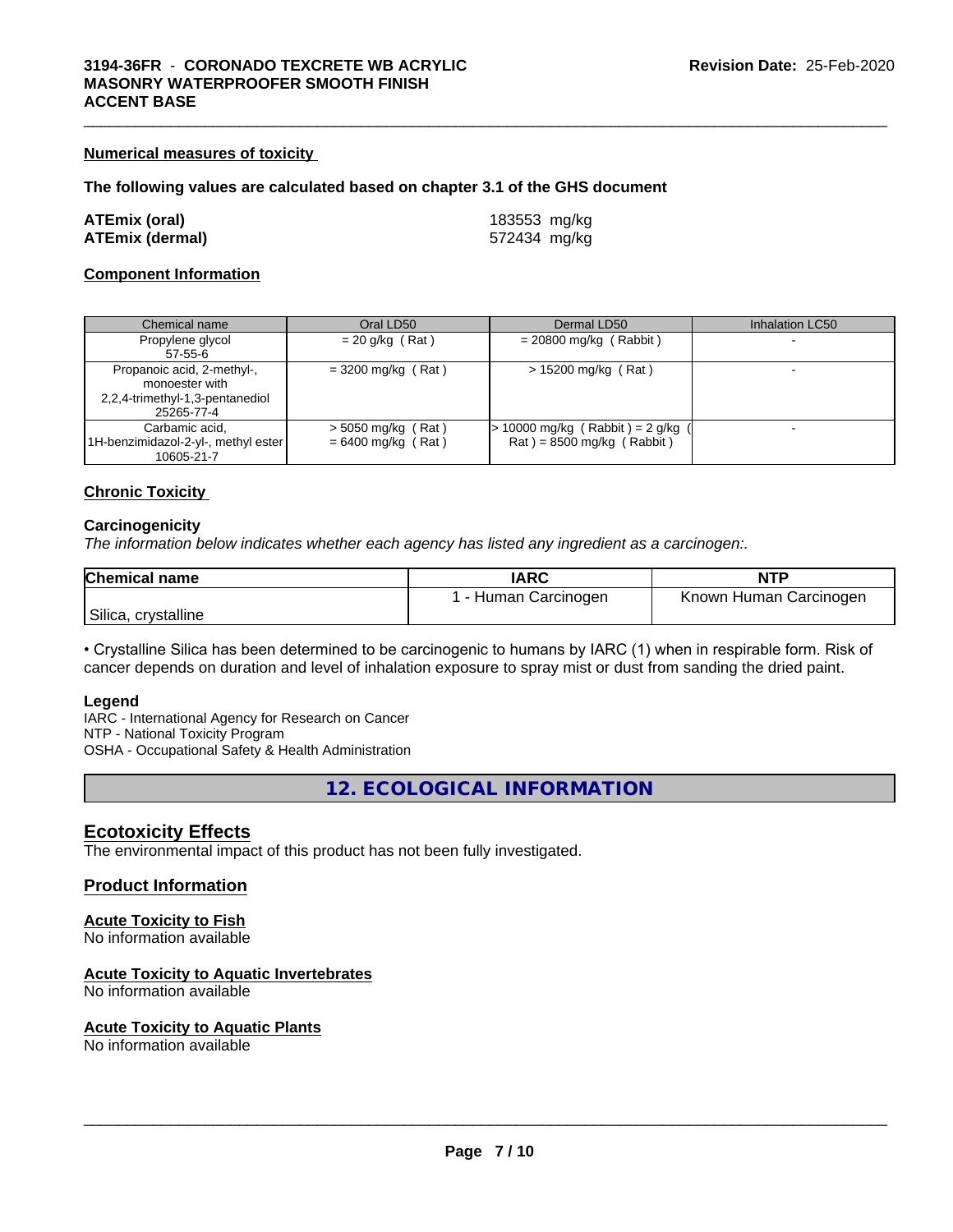#### Numerical measures of toxicity

**The following values are calculated based on chapter 3.1 of the GHS document**

| | |
|---|---|
| **ATEmix (oral)** | 183553 mg/kg |
| **ATEmix (dermal)** | 572434 mg/kg |

#### Component Information

| Chemical name | Oral LD50 | Dermal LD50 | Inhalation LC50 |
|---|---|---|---|
| Propylene glycol<br>57-55-6 | = 20 g/kg ( Rat ) | = 20800 mg/kg ( Rabbit ) | - |
| Propanoic acid, 2-methyl-, monoester with 2,2,4-trimethyl-1,3-pentanediol<br>25265-77-4 | = 3200 mg/kg ( Rat ) | > 15200 mg/kg ( Rat ) | - |
| Carbamic acid, 1H-benzimidazol-2-yl-, methyl ester<br>10605-21-7 | > 5050 mg/kg ( Rat )<br>= 6400 mg/kg ( Rat ) | > 10000 mg/kg ( Rabbit ) = 2 g/kg ( Rat ) = 8500 mg/kg ( Rabbit ) | - |

#### Chronic Toxicity

**Carcinogenicity**

*The information below indicates whether each agency has listed any ingredient as a carcinogen:.*

| Chemical name | IARC | NTP |
|---|---|---|
| Silica, crystalline | 1 - Human Carcinogen | Known Human Carcinogen |

• Crystalline Silica has been determined to be carcinogenic to humans by IARC (1) when in respirable form. Risk of cancer depends on duration and level of inhalation exposure to spray mist or dust from sanding the dried paint.

**Legend**

IARC - International Agency for Research on Cancer
NTP - National Toxicity Program
OSHA - Occupational Safety & Health Administration

## 12. ECOLOGICAL INFORMATION

### Ecotoxicity Effects

The environmental impact of this product has not been fully investigated.

### Product Information

#### Acute Toxicity to Fish

No information available

#### Acute Toxicity to Aquatic Invertebrates

No information available

#### Acute Toxicity to Aquatic Plants

No information available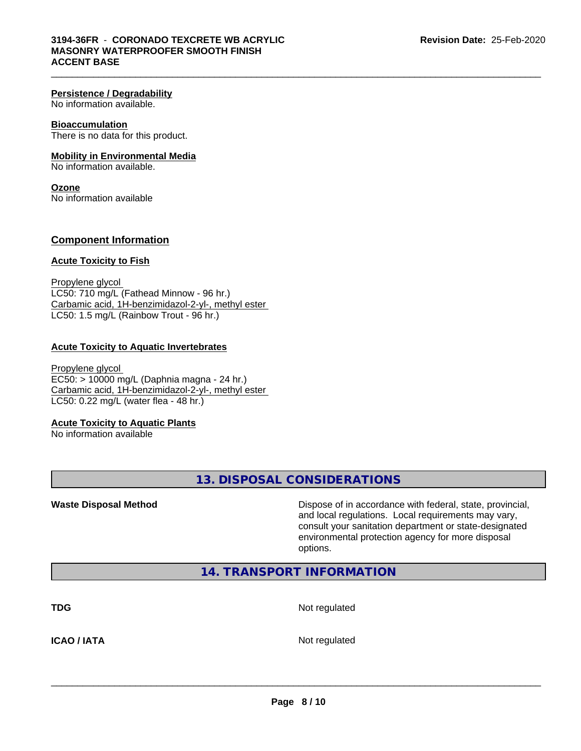#### Persistence / Degradability
No information available.

#### Bioaccumulation
There is no data for this product.

#### Mobility in Environmental Media
No information available.

#### Ozone
No information available

### Component Information

#### Acute Toxicity to Fish

Propylene glycol
LC50: 710 mg/L (Fathead Minnow - 96 hr.)
Carbamic acid, 1H-benzimidazol-2-yl-, methyl ester
LC50: 1.5 mg/L (Rainbow Trout - 96 hr.)

#### Acute Toxicity to Aquatic Invertebrates

Propylene glycol
EC50: > 10000 mg/L (Daphnia magna - 24 hr.)
Carbamic acid, 1H-benzimidazol-2-yl-, methyl ester
LC50: 0.22 mg/L (water flea - 48 hr.)

#### Acute Toxicity to Aquatic Plants
No information available

## 13. DISPOSAL CONSIDERATIONS

**Waste Disposal Method** Dispose of in accordance with federal, state, provincial, and local regulations. Local requirements may vary, consult your sanitation department or state-designated environmental protection agency for more disposal options.

## 14. TRANSPORT INFORMATION

**TDG** Not regulated

**ICAO / IATA** Not regulated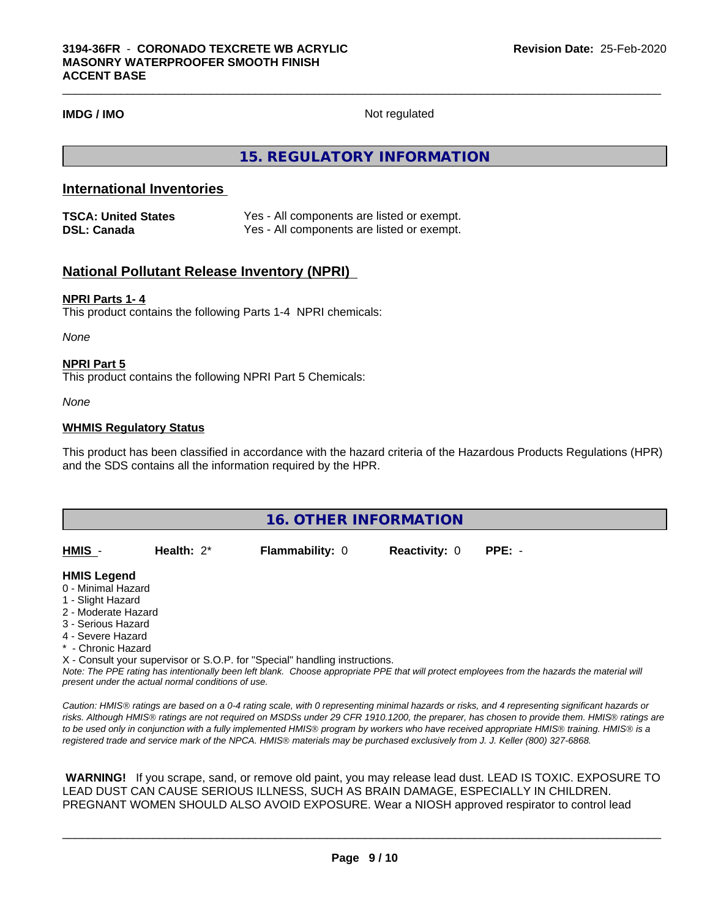**IMDG / IMO** Not regulated

## 15. REGULATORY INFORMATION

### International Inventories

| | |
|---|---|
| **TSCA: United States** | Yes - All components are listed or exempt. |
| **DSL: Canada** | Yes - All components are listed or exempt. |

### National Pollutant Release Inventory (NPRI)

**NPRI Parts 1- 4**

This product contains the following Parts 1-4 NPRI chemicals:

*None*

**NPRI Part 5**

This product contains the following NPRI Part 5 Chemicals:

*None*

**WHMIS Regulatory Status**

This product has been classified in accordance with the hazard criteria of the Hazardous Products Regulations (HPR) and the SDS contains all the information required by the HPR.

## 16. OTHER INFORMATION

| **HMIS** - | **Health:** 2* | **Flammability:** 0 | **Reactivity:** 0 | **PPE:** - |
|---|---|---|---|---|

**HMIS Legend**

0 - Minimal Hazard
1 - Slight Hazard
2 - Moderate Hazard
3 - Serious Hazard
4 - Severe Hazard
* - Chronic Hazard
X - Consult your supervisor or S.O.P. for "Special" handling instructions.

*Note: The PPE rating has intentionally been left blank. Choose appropriate PPE that will protect employees from the hazards the material will present under the actual normal conditions of use.*

*Caution: HMIS® ratings are based on a 0-4 rating scale, with 0 representing minimal hazards or risks, and 4 representing significant hazards or risks. Although HMIS® ratings are not required on MSDSs under 29 CFR 1910.1200, the preparer, has chosen to provide them. HMIS® ratings are to be used only in conjunction with a fully implemented HMIS® program by workers who have received appropriate HMIS® training. HMIS® is a registered trade and service mark of the NPCA. HMIS® materials may be purchased exclusively from J. J. Keller (800) 327-6868.*

**WARNING!** If you scrape, sand, or remove old paint, you may release lead dust. LEAD IS TOXIC. EXPOSURE TO LEAD DUST CAN CAUSE SERIOUS ILLNESS, SUCH AS BRAIN DAMAGE, ESPECIALLY IN CHILDREN. PREGNANT WOMEN SHOULD ALSO AVOID EXPOSURE. Wear a NIOSH approved respirator to control lead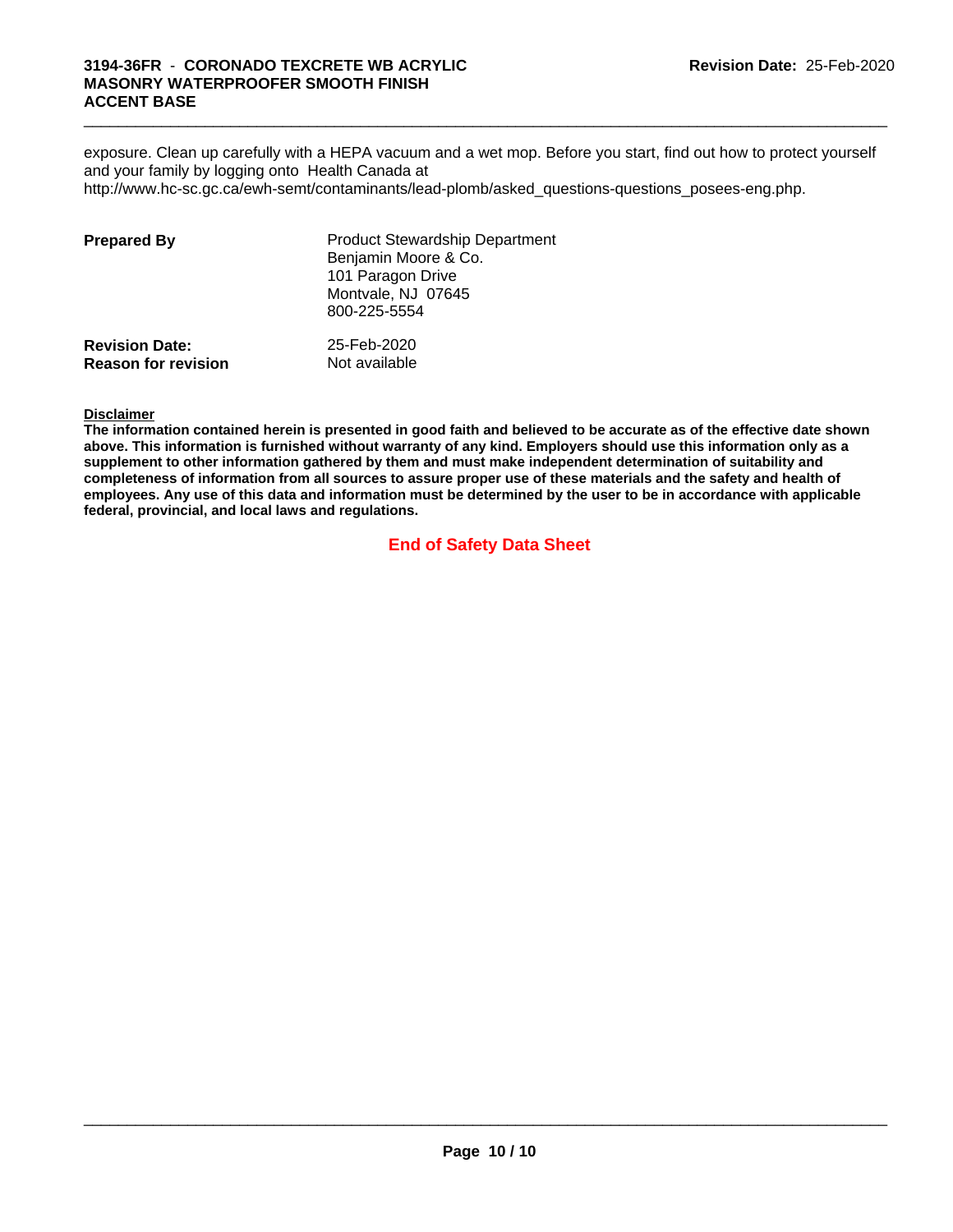exposure. Clean up carefully with a HEPA vacuum and a wet mop. Before you start, find out how to protect yourself and your family by logging onto Health Canada at http://www.hc-sc.gc.ca/ewh-semt/contaminants/lead-plomb/asked_questions-questions_posees-eng.php.

| | |
|---|---|
| **Prepared By** | Product Stewardship Department<br>Benjamin Moore & Co.<br>101 Paragon Drive<br>Montvale, NJ 07645<br>800-225-5554 |
| **Revision Date:** | 25-Feb-2020 |
| **Reason for revision** | Not available |

**Disclaimer**

**The information contained herein is presented in good faith and believed to be accurate as of the effective date shown above. This information is furnished without warranty of any kind. Employers should use this information only as a supplement to other information gathered by them and must make independent determination of suitability and completeness of information from all sources to assure proper use of these materials and the safety and health of employees. Any use of this data and information must be determined by the user to be in accordance with applicable federal, provincial, and local laws and regulations.**

**End of Safety Data Sheet**